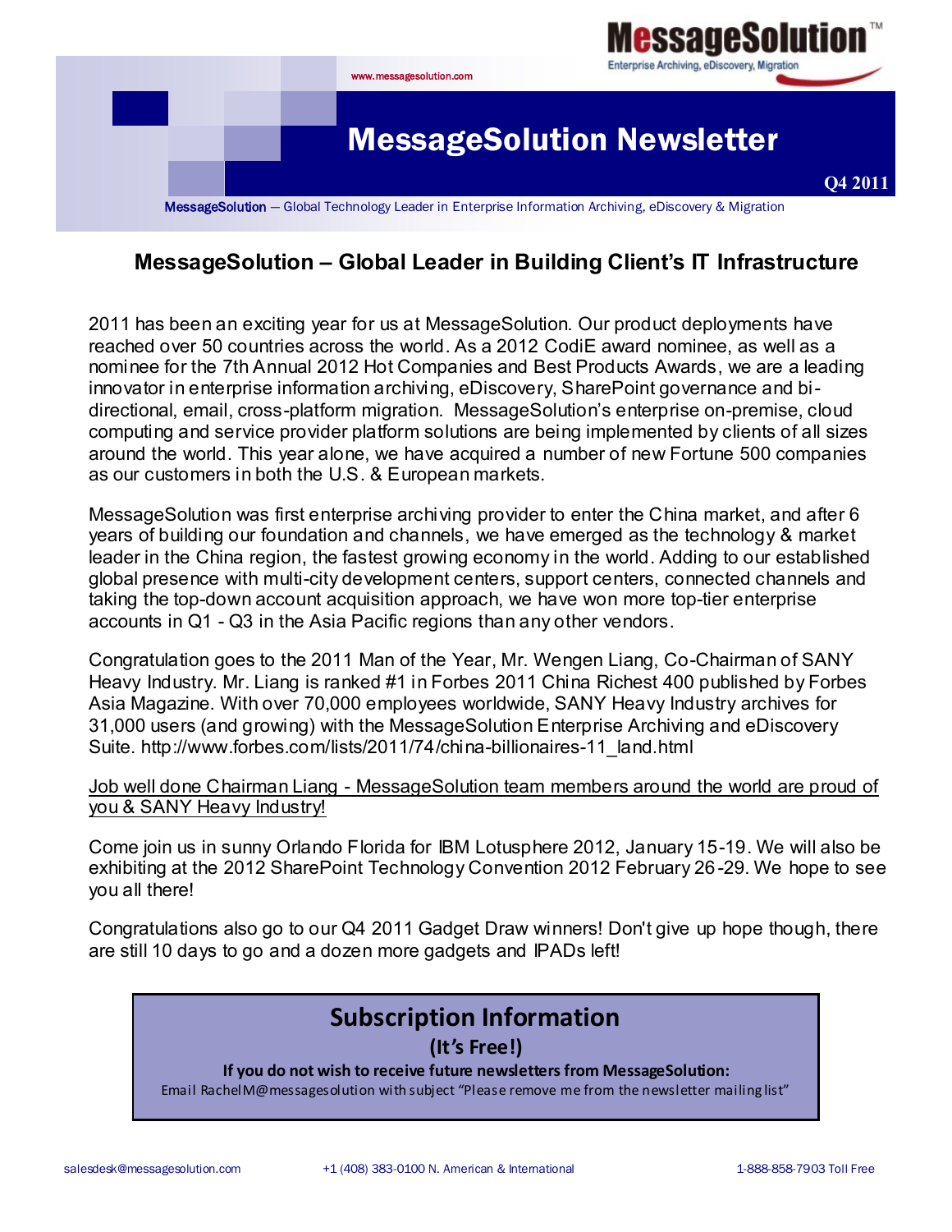**MessageSolution™**
Enterprise Archiving, eDiscovery, Migration

www.messagesolution.com

# MessageSolution Newsletter

**Q4 2011**

MessageSolution — Global Technology Leader in Enterprise Information Archiving, eDiscovery & Migration

## MessageSolution – Global Leader in Building Client's IT Infrastructure

2011 has been an exciting year for us at MessageSolution. Our product deployments have reached over 50 countries across the world. As a 2012 CodiE award nominee, as well as a nominee for the 7th Annual 2012 Hot Companies and Best Products Awards, we are a leading innovator in enterprise information archiving, eDiscovery, SharePoint governance and bi-directional, email, cross-platform migration. MessageSolution's enterprise on-premise, cloud computing and service provider platform solutions are being implemented by clients of all sizes around the world. This year alone, we have acquired a number of new Fortune 500 companies as our customers in both the U.S. & European markets.

MessageSolution was first enterprise archiving provider to enter the China market, and after 6 years of building our foundation and channels, we have emerged as the technology & market leader in the China region, the fastest growing economy in the world. Adding to our established global presence with multi-city development centers, support centers, connected channels and taking the top-down account acquisition approach, we have won more top-tier enterprise accounts in Q1 - Q3 in the Asia Pacific regions than any other vendors.

Congratulation goes to the 2011 Man of the Year, Mr. Wengen Liang, Co-Chairman of SANY Heavy Industry. Mr. Liang is ranked #1 in Forbes 2011 China Richest 400 published by Forbes Asia Magazine. With over 70,000 employees worldwide, SANY Heavy Industry archives for 31,000 users (and growing) with the MessageSolution Enterprise Archiving and eDiscovery Suite. http://www.forbes.com/lists/2011/74/china-billionaires-11_land.html

Job well done Chairman Liang - MessageSolution team members around the world are proud of you & SANY Heavy Industry!

Come join us in sunny Orlando Florida for IBM Lotusphere 2012, January 15-19. We will also be exhibiting at the 2012 SharePoint Technology Convention 2012 February 26-29. We hope to see you all there!

Congratulations also go to our Q4 2011 Gadget Draw winners! Don't give up hope though, there are still 10 days to go and a dozen more gadgets and IPADs left!

### Subscription Information

**(It's Free!)**

**If you do not wish to receive future newsletters from MessageSolution:**

Email RachelM@messagesolution with subject "Please remove me from the newsletter mailing list"

salesdesk@messagesolution.com | +1 (408) 383-0100 N. American & International | 1-888-858-7903 Toll Free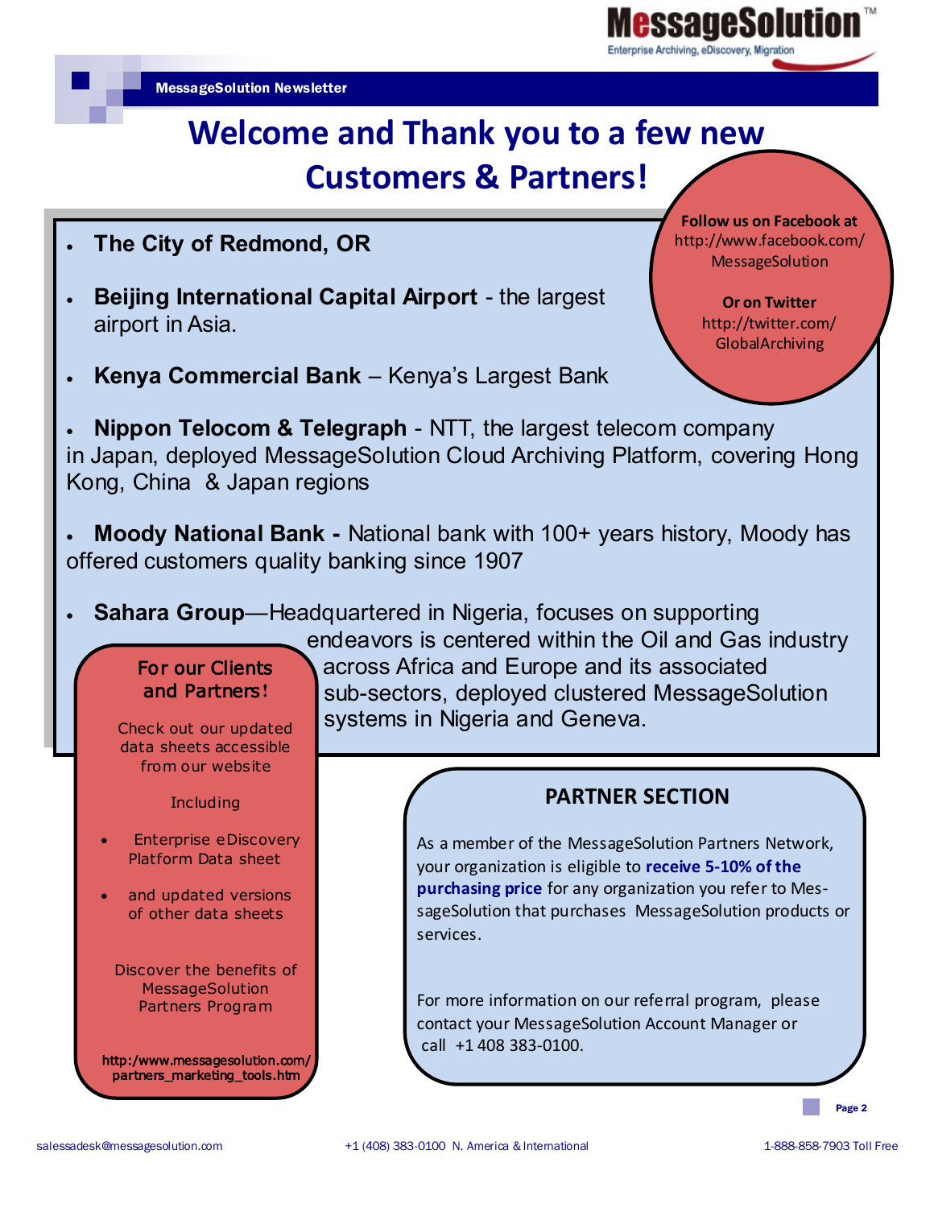# Welcome and Thank you to a few new Customers & Partners!

- **The City of Redmond, OR**
- **Beijing International Capital Airport** - the largest airport in Asia.
- **Kenya Commercial Bank** – Kenya's Largest Bank
- **Nippon Telocom & Telegraph** - NTT, the largest telecom company in Japan, deployed MessageSolution Cloud Archiving Platform, covering Hong Kong, China & Japan regions
- **Moody National Bank -** National bank with 100+ years history, Moody has offered customers quality banking since 1907
- **Sahara Group**—Headquartered in Nigeria, focuses on supporting endeavors is centered within the Oil and Gas industry across Africa and Europe and its associated sub-sectors, deployed clustered MessageSolution systems in Nigeria and Geneva.

**Follow us on Facebook at**
http://www.facebook.com/MessageSolution

**Or on Twitter**
http://twitter.com/GlobalArchiving

## For our Clients and Partners!

Check out our updated data sheets accessible from our website

Including

- Enterprise eDiscovery Platform Data sheet
- and updated versions of other data sheets

Discover the benefits of MessageSolution Partners Program

**http:/www.messagesolution.com/partners_marketing_tools.htm**

## PARTNER SECTION

As a member of the MessageSolution Partners Network, your organization is eligible to **receive 5-10% of the purchasing price** for any organization you refer to MessageSolution that purchases MessageSolution products or services.

For more information on our referral program, please contact your MessageSolution Account Manager or call +1 408 383-0100.

salessadesk@messagesolution.com +1 (408) 383-0100 N. America & International 1-888-858-7903 Toll Free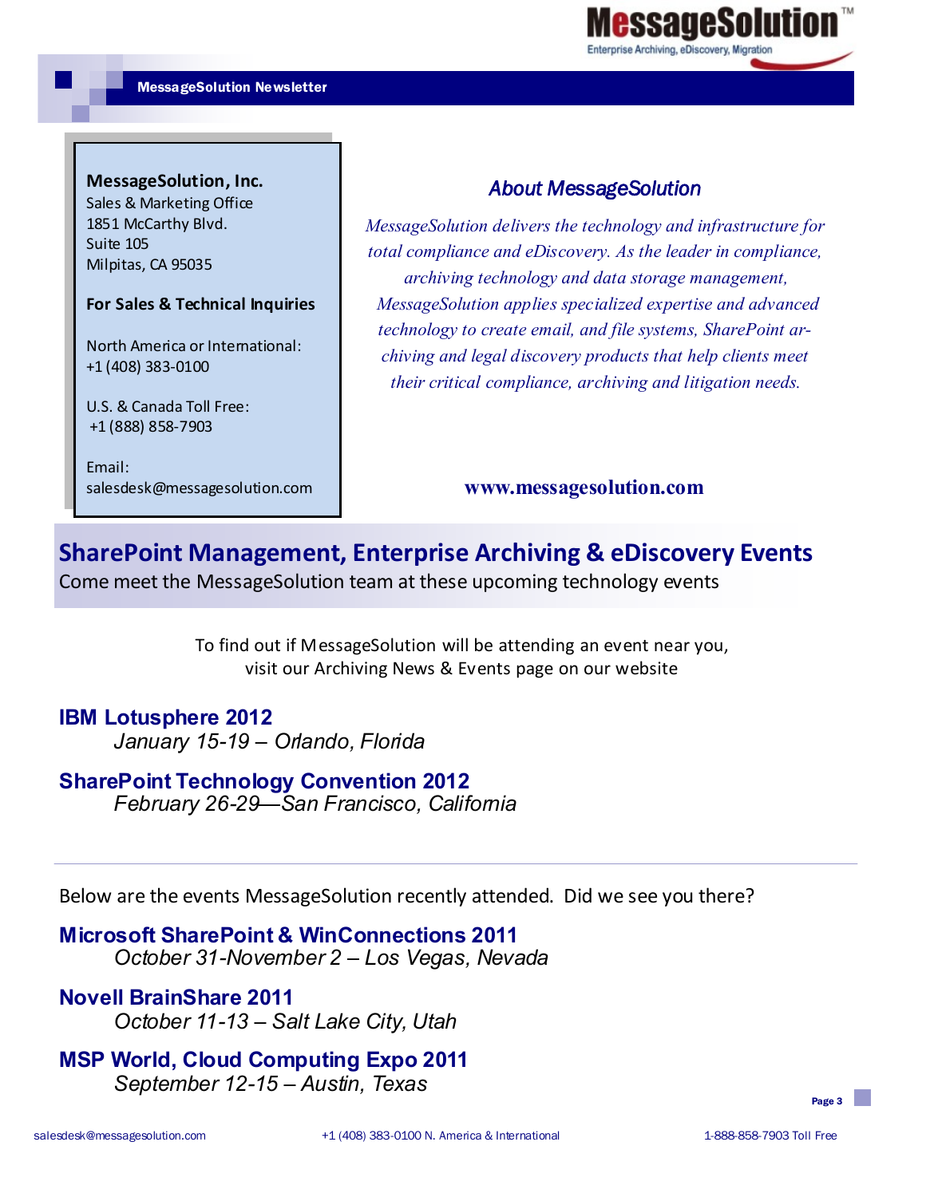MessageSolution Newsletter

**MessageSolution, Inc.**
Sales & Marketing Office
1851 McCarthy Blvd.
Suite 105
Milpitas, CA 95035

**For Sales & Technical Inquiries**

North America or International:
+1 (408) 383-0100

U.S. & Canada Toll Free:
+1 (888) 858-7903

Email:
salesdesk@messagesolution.com

## *About MessageSolution*

*MessageSolution delivers the technology and infrastructure for total compliance and eDiscovery. As the leader in compliance, archiving technology and data storage management, MessageSolution applies specialized expertise and advanced technology to create email, and file systems, SharePoint archiving and legal discovery products that help clients meet their critical compliance, archiving and litigation needs.*

**www.messagesolution.com**

## SharePoint Management, Enterprise Archiving & eDiscovery Events

Come meet the MessageSolution team at these upcoming technology events

To find out if MessageSolution will be attending an event near you, visit our Archiving News & Events page on our website

### IBM Lotusphere 2012

*January 15-19 – Orlando, Florida*

### SharePoint Technology Convention 2012

*February 26-29—San Francisco, California*

---

Below are the events MessageSolution recently attended. Did we see you there?

### Microsoft SharePoint & WinConnections 2011

*October 31-November 2 – Los Vegas, Nevada*

### Novell BrainShare 2011

*October 11-13 – Salt Lake City, Utah*

### MSP World, Cloud Computing Expo 2011

*September 12-15 – Austin, Texas*